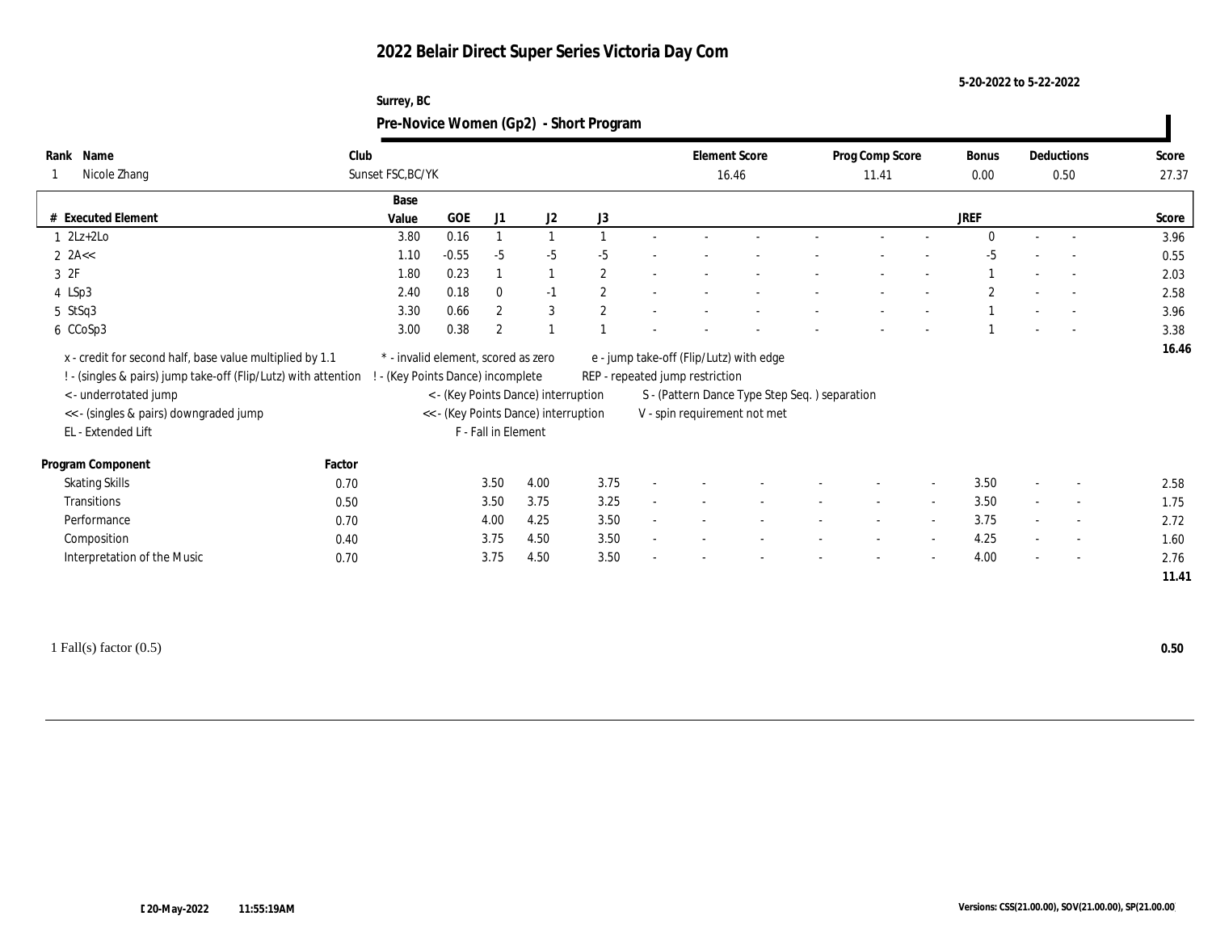# 2022 Belair Direct Super Series Victoria Day Com

5-20-2022 to 5-22-2022

Surrey, BC

## Pre-Novice Women (Gp2) - Short Program

| Rank | Name | Club | Element Score | Prog Comp Score | Bonus | Deductions | Score |
|---|---|---|---|---|---|---|---|
| 1 | Nicole Zhang | Sunset FSC,BC/YK | 16.46 | 11.41 | 0.00 | 0.50 | 27.37 |

| # | Executed Element | Base Value | GOE | J1 | J2 | J3 | | | | | | | | | JREF | | | Score |
|---|---|---|---|---|---|---|---|---|---|---|---|---|---|---|---|---|---|---|
| 1 | 2Lz+2Lo | 3.80 | 0.16 | 1 | 1 | 1 | - | - | - | - | - | - | - | 0 | - | - | 3.96 |
| 2 | 2A<< | 1.10 | -0.55 | -5 | -5 | -5 | - | - | - | - | - | - | - | -5 | - | - | 0.55 |
| 3 | 2F | 1.80 | 0.23 | 1 | 1 | 2 | - | - | - | - | - | - | - | 1 | - | - | 2.03 |
| 4 | LSp3 | 2.40 | 0.18 | 0 | -1 | 2 | - | - | - | - | - | - | - | 2 | - | - | 2.58 |
| 5 | StSq3 | 3.30 | 0.66 | 2 | 3 | 2 | - | - | - | - | - | - | - | 1 | - | - | 3.96 |
| 6 | CCoSp3 | 3.00 | 0.38 | 2 | 1 | 1 | - | - | - | - | - | - | - | 1 | - | - | 3.38 |
| | | | | | | | | | | | | | | | | | 16.46 |

x - credit for second half, base value multiplied by 1.1
! - (singles & pairs) jump take-off (Flip/Lutz) with attention
< - underrotated jump
<< - (singles & pairs) downgraded jump
EL - Extended Lift
* - invalid element, scored as zero
! - (Key Points Dance) incomplete
< - (Key Points Dance) interruption
<< - (Key Points Dance) interruption
F - Fall in Element
e - jump take-off (Flip/Lutz) with edge
REP - repeated jump restriction
S - (Pattern Dance Type Step Seq. ) separation
V - spin requirement not met

| Program Component | Factor | J1 | J2 | J3 | | | | | | | JREF | | | Score |
|---|---|---|---|---|---|---|---|---|---|---|---|---|---|---|
| Skating Skills | 0.70 | 3.50 | 4.00 | 3.75 | - | - | - | - | - | - | 3.50 | - | - | 2.58 |
| Transitions | 0.50 | 3.50 | 3.75 | 3.25 | - | - | - | - | - | - | 3.50 | - | - | 1.75 |
| Performance | 0.70 | 4.00 | 4.25 | 3.50 | - | - | - | - | - | - | 3.75 | - | - | 2.72 |
| Composition | 0.40 | 3.75 | 4.50 | 3.50 | - | - | - | - | - | - | 4.25 | - | - | 1.60 |
| Interpretation of the Music | 0.70 | 3.75 | 4.50 | 3.50 | - | - | - | - | - | - | 4.00 | - | - | 2.76 |
| | | | | | | | | | | | | | | 11.41 |

1 Fall(s) factor (0.5) **0.50**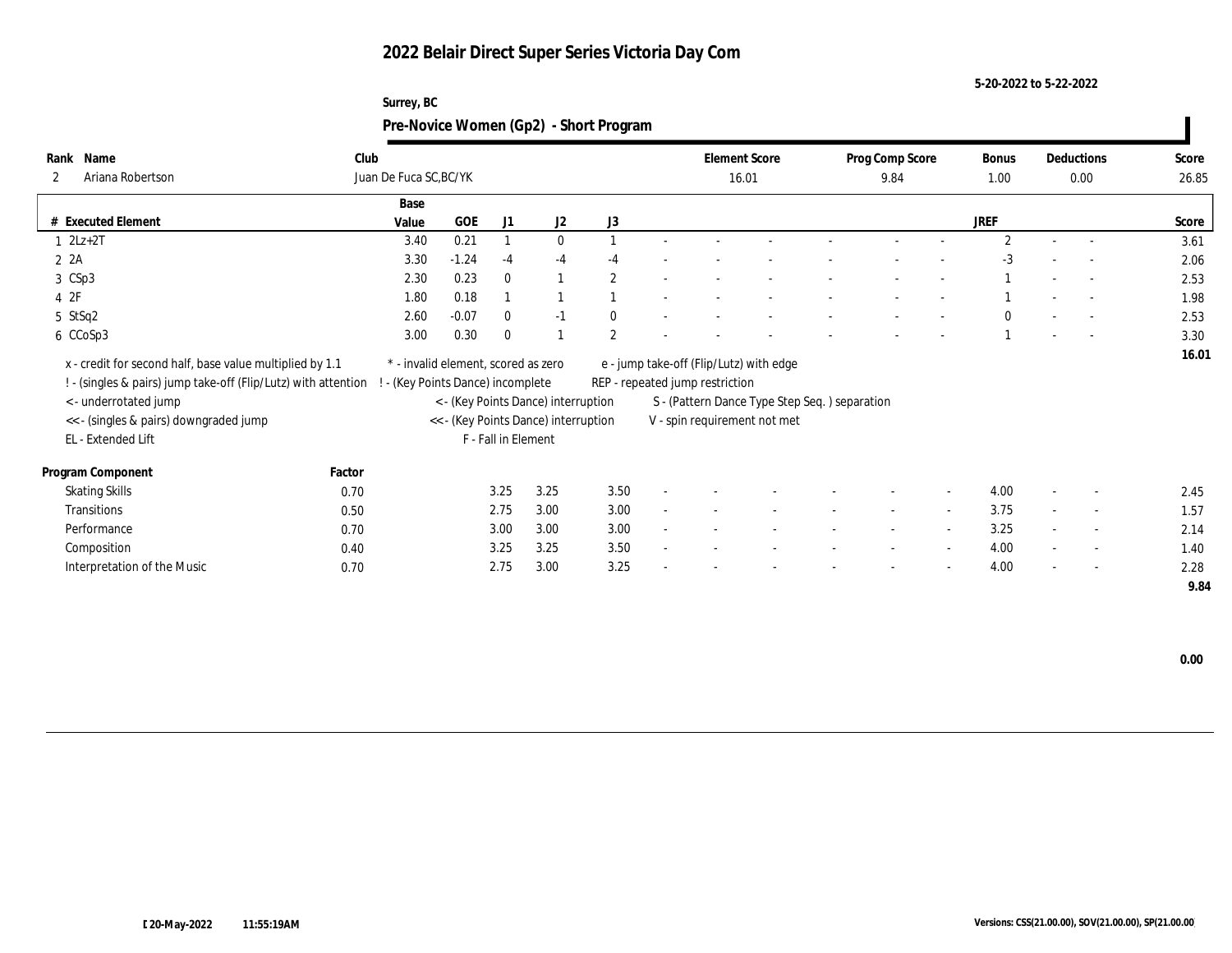# 2022 Belair Direct Super Series Victoria Day Com

5-20-2022 to 5-22-2022

Surrey, BC

## Pre-Novice Women (Gp2) - Short Program

| Rank | Name | Club | Element Score | Prog Comp Score | Bonus | Deductions | Score |
|---|---|---|---|---|---|---|---|
| 2 | Ariana Robertson | Juan De Fuca SC,BC/YK | 16.01 | 9.84 | 1.00 | 0.00 | 26.85 |

| # | Executed Element | Base Value | GOE | J1 | J2 | J3 | | | | | | | | | JREF | | | Score |
|---|---|---|---|---|---|---|---|---|---|---|---|---|---|---|---|---|---|---|
| 1 | 2Lz+2T | 3.40 | 0.21 | 1 | 0 | 1 | - | - | - | - | - | - | - | 2 | - | - | 3.61 |
| 2 | 2A | 3.30 | -1.24 | -4 | -4 | -4 | - | - | - | - | - | - | - | -3 | - | - | 2.06 |
| 3 | CSp3 | 2.30 | 0.23 | 0 | 1 | 2 | - | - | - | - | - | - | - | 1 | - | - | 2.53 |
| 4 | 2F | 1.80 | 0.18 | 1 | 1 | 1 | - | - | - | - | - | - | - | 1 | - | - | 1.98 |
| 5 | StSq2 | 2.60 | -0.07 | 0 | -1 | 0 | - | - | - | - | - | - | - | 0 | - | - | 2.53 |
| 6 | CCoSp3 | 3.00 | 0.30 | 0 | 1 | 2 | - | - | - | - | - | - | - | 1 | - | - | 3.30 |
| | | | | | | | | | | | | | | | | | 16.01 |

x - credit for second half, base value multiplied by 1.1
! - (singles & pairs) jump take-off (Flip/Lutz) with attention
< - underrotated jump
<< - (singles & pairs) downgraded jump
EL - Extended Lift
\* - invalid element, scored as zero
! - (Key Points Dance) incomplete
< - (Key Points Dance) interruption
<< - (Key Points Dance) interruption
F - Fall in Element
e - jump take-off (Flip/Lutz) with edge
REP - repeated jump restriction
S - (Pattern Dance Type Step Seq. ) separation
V - spin requirement not met

| Program Component | Factor | J1 | J2 | J3 | | | | | | | JREF | | | Score |
|---|---|---|---|---|---|---|---|---|---|---|---|---|---|---|
| Skating Skills | 0.70 | 3.25 | 3.25 | 3.50 | - | - | - | - | - | - | 4.00 | - | - | 2.45 |
| Transitions | 0.50 | 2.75 | 3.00 | 3.00 | - | - | - | - | - | - | 3.75 | - | - | 1.57 |
| Performance | 0.70 | 3.00 | 3.00 | 3.00 | - | - | - | - | - | - | 3.25 | - | - | 2.14 |
| Composition | 0.40 | 3.25 | 3.25 | 3.50 | - | - | - | - | - | - | 4.00 | - | - | 1.40 |
| Interpretation of the Music | 0.70 | 2.75 | 3.00 | 3.25 | - | - | - | - | - | - | 4.00 | - | - | 2.28 |
| | | | | | | | | | | | | | | 9.84 |

0.00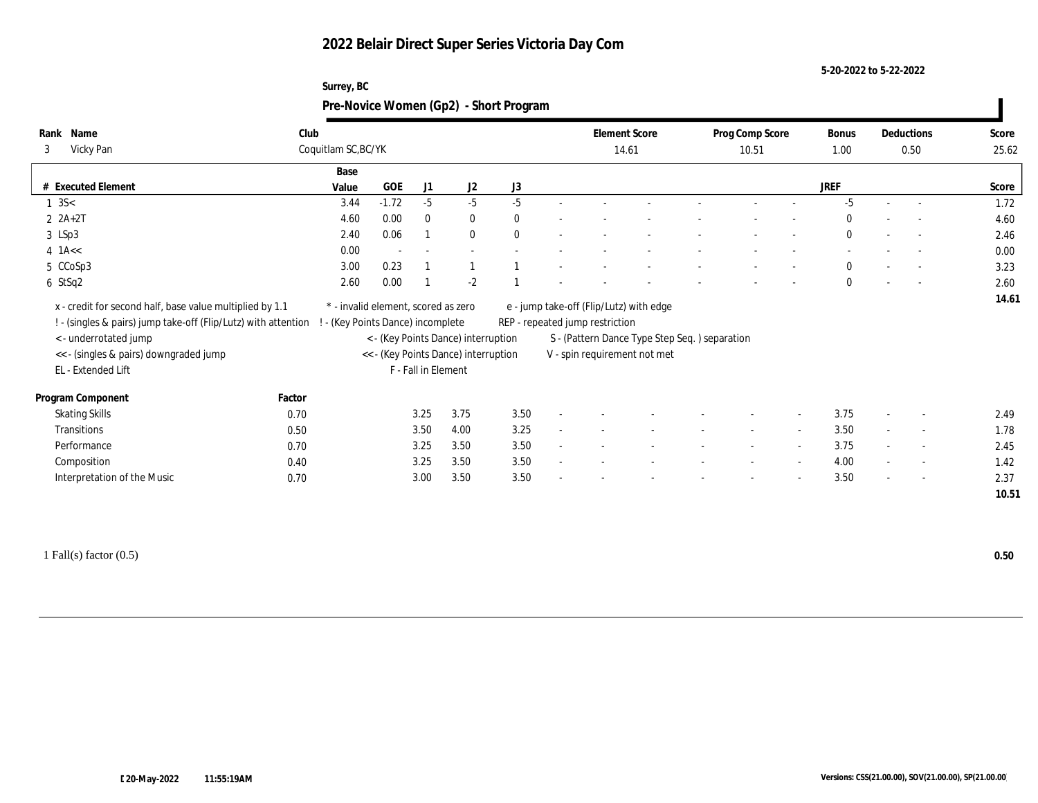# 2022 Belair Direct Super Series Victoria Day Com

5-20-2022 to 5-22-2022

Surrey, BC

## Pre-Novice Women (Gp2) - Short Program

| Rank | Name | Club | Element Score | Prog Comp Score | Bonus | Deductions | Score |
|---|---|---|---|---|---|---|---|
| 3 | Vicky Pan | Coquitlam SC,BC/YK | 14.61 | 10.51 | 1.00 | 0.50 | 25.62 |

| # | Executed Element | Base Value | GOE | J1 | J2 | J3 | | | | | | | | | JREF | | | Score |
|---|---|---|---|---|---|---|---|---|---|---|---|---|---|---|---|---|---|---|
| 1 | 3S< | 3.44 | -1.72 | -5 | -5 | -5 | - | - | - | - | - | - | - | - | -5 | - | - | 1.72 |
| 2 | 2A+2T | 4.60 | 0.00 | 0 | 0 | 0 | - | - | - | - | - | - | - | - | 0 | - | - | 4.60 |
| 3 | LSp3 | 2.40 | 0.06 | 1 | 0 | 0 | - | - | - | - | - | - | - | - | 0 | - | - | 2.46 |
| 4 | 1A<< | 0.00 | - | - | - | - | - | - | - | - | - | - | - | - | - | - | - | 0.00 |
| 5 | CCoSp3 | 3.00 | 0.23 | 1 | 1 | 1 | - | - | - | - | - | - | - | - | 0 | - | - | 3.23 |
| 6 | StSq2 | 2.60 | 0.00 | 1 | -2 | 1 | - | - | - | - | - | - | - | - | 0 | - | - | 2.60 |
| | | | | | | | | | | | | | | | | | | 14.61 |

x - credit for second half, base value multiplied by 1.1
! - (singles & pairs) jump take-off (Flip/Lutz) with attention
< - underrotated jump
<< - (singles & pairs) downgraded jump
EL - Extended Lift
* - invalid element, scored as zero
! - (Key Points Dance) incomplete
< - (Key Points Dance) interruption
<< - (Key Points Dance) interruption
F - Fall in Element
e - jump take-off (Flip/Lutz) with edge
REP - repeated jump restriction
S - (Pattern Dance Type Step Seq. ) separation
V - spin requirement not met

| Program Component | Factor | J1 | J2 | J3 | | | | | | | | | JREF | | | Score |
|---|---|---|---|---|---|---|---|---|---|---|---|---|---|---|---|---|
| Skating Skills | 0.70 | 3.25 | 3.75 | 3.50 | - | - | - | - | - | - | - | - | 3.75 | - | - | 2.49 |
| Transitions | 0.50 | 3.50 | 4.00 | 3.25 | - | - | - | - | - | - | - | - | 3.50 | - | - | 1.78 |
| Performance | 0.70 | 3.25 | 3.50 | 3.50 | - | - | - | - | - | - | - | - | 3.75 | - | - | 2.45 |
| Composition | 0.40 | 3.25 | 3.50 | 3.50 | - | - | - | - | - | - | - | - | 4.00 | - | - | 1.42 |
| Interpretation of the Music | 0.70 | 3.00 | 3.50 | 3.50 | - | - | - | - | - | - | - | - | 3.50 | - | - | 2.37 |
| | | | | | | | | | | | | | | | | 10.51 |

1 Fall(s) factor (0.5) **0.50**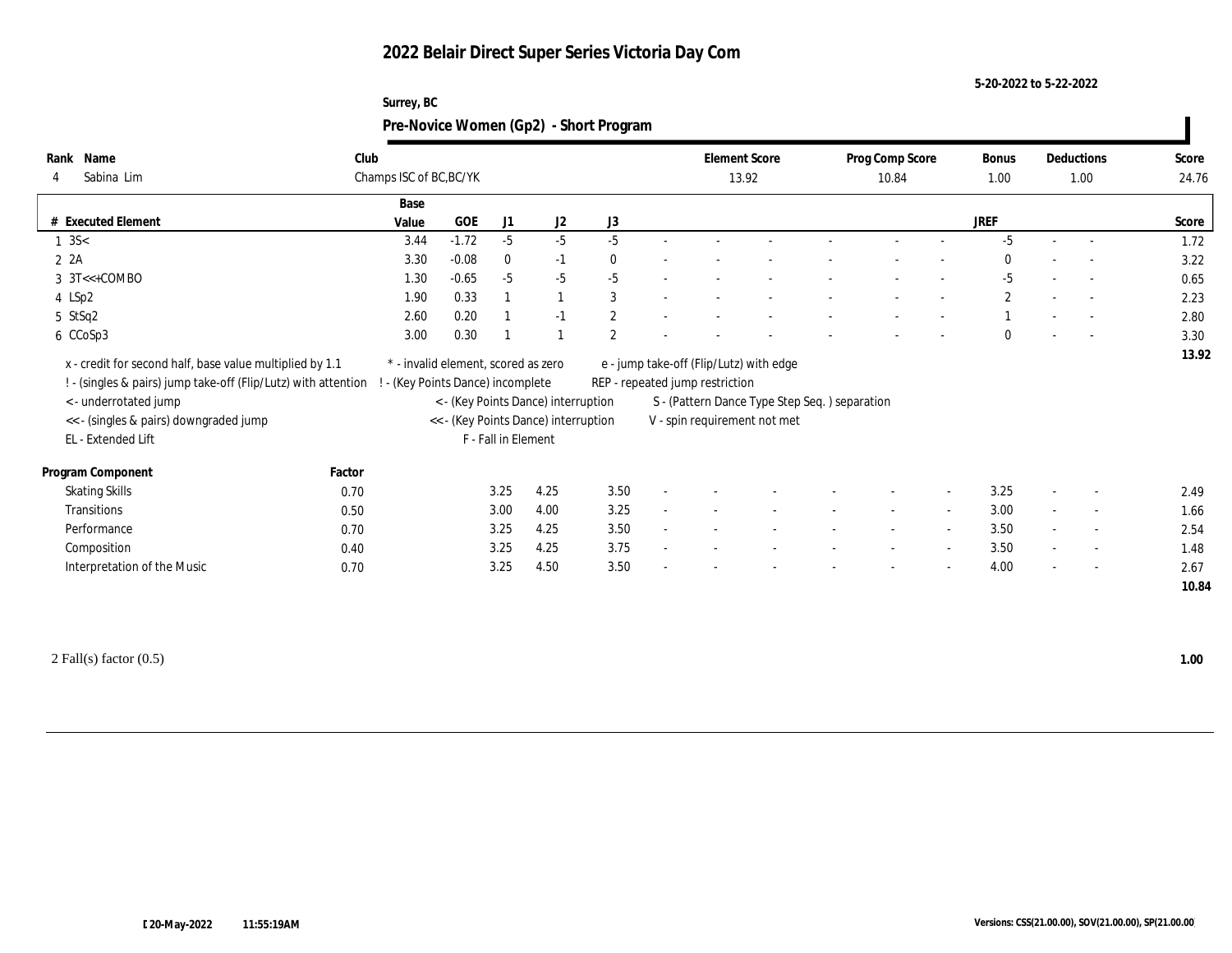# 2022 Belair Direct Super Series Victoria Day Com

5-20-2022 to 5-22-2022

Surrey, BC

## Pre-Novice Women (Gp2) - Short Program

| Rank | Name | Club | Element Score | Prog Comp Score | Bonus | Deductions | Score |
|---|---|---|---|---|---|---|---|
| 4 | Sabina Lim | Champs ISC of BC,BC/YK | 13.92 | 10.84 | 1.00 | 1.00 | 24.76 |

| # | Executed Element | Base Value | GOE | J1 | J2 | J3 | | | | | | | | | JREF | | | Score |
|---|---|---|---|---|---|---|---|---|---|---|---|---|---|---|---|---|---|---|
| 1 | 3S< | 3.44 | -1.72 | -5 | -5 | -5 | - | - | - | - | - | - | - | - | -5 | - | - | 1.72 |
| 2 | 2A | 3.30 | -0.08 | 0 | -1 | 0 | - | - | - | - | - | - | - | - | 0 | - | - | 3.22 |
| 3 | 3T<<+COMBO | 1.30 | -0.65 | -5 | -5 | -5 | - | - | - | - | - | - | - | - | -5 | - | - | 0.65 |
| 4 | LSp2 | 1.90 | 0.33 | 1 | 1 | 3 | - | - | - | - | - | - | - | - | 2 | - | - | 2.23 |
| 5 | StSq2 | 2.60 | 0.20 | 1 | -1 | 2 | - | - | - | - | - | - | - | - | 1 | - | - | 2.80 |
| 6 | CCoSp3 | 3.00 | 0.30 | 1 | 1 | 2 | - | - | - | - | - | - | - | - | 0 | - | - | 3.30 |
| | | | | | | | | | | | | | | | | | | 13.92 |

x - credit for second half, base value multiplied by 1.1
! - (singles & pairs) jump take-off (Flip/Lutz) with attention
< - underrotated jump
<< - (singles & pairs) downgraded jump
EL - Extended Lift
* - invalid element, scored as zero
! - (Key Points Dance) incomplete
< - (Key Points Dance) interruption
<< - (Key Points Dance) interruption
F - Fall in Element
e - jump take-off (Flip/Lutz) with edge
REP - repeated jump restriction
S - (Pattern Dance Type Step Seq. ) separation
V - spin requirement not met

| Program Component | Factor | J1 | J2 | J3 | | | | | | | | | JREF | | | Score |
|---|---|---|---|---|---|---|---|---|---|---|---|---|---|---|---|---|
| Skating Skills | 0.70 | 3.25 | 4.25 | 3.50 | - | - | - | - | - | - | - | - | 3.25 | - | - | 2.49 |
| Transitions | 0.50 | 3.00 | 4.00 | 3.25 | - | - | - | - | - | - | - | - | 3.00 | - | - | 1.66 |
| Performance | 0.70 | 3.25 | 4.25 | 3.50 | - | - | - | - | - | - | - | - | 3.50 | - | - | 2.54 |
| Composition | 0.40 | 3.25 | 4.25 | 3.75 | - | - | - | - | - | - | - | - | 3.50 | - | - | 1.48 |
| Interpretation of the Music | 0.70 | 3.25 | 4.50 | 3.50 | - | - | - | - | - | - | - | - | 4.00 | - | - | 2.67 |
| | | | | | | | | | | | | | | | | 10.84 |

2 Fall(s) factor (0.5) **1.00**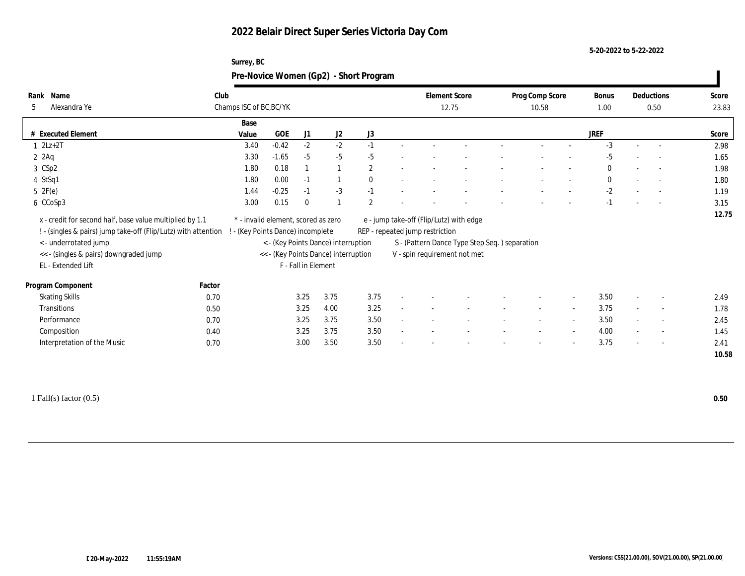# 2022 Belair Direct Super Series Victoria Day Com

5-20-2022 to 5-22-2022

Surrey, BC

## Pre-Novice Women (Gp2) - Short Program

| Rank | Name | Club | Element Score | Prog Comp Score | Bonus | Deductions | Score |
|---|---|---|---|---|---|---|---|
| 5 | Alexandra Ye | Champs ISC of BC,BC/YK | 12.75 | 10.58 | 1.00 | 0.50 | 23.83 |

| # | Executed Element | Base Value | GOE | J1 | J2 | J3 | | | | | | | | | JREF | | | Score |
|---|---|---|---|---|---|---|---|---|---|---|---|---|---|---|---|---|---|---|
| 1 | 2Lz+2T | 3.40 | -0.42 | -2 | -2 | -1 | - | - | - | - | - | - | - | - | -3 | - | - | 2.98 |
| 2 | 2Aq | 3.30 | -1.65 | -5 | -5 | -5 | - | - | - | - | - | - | - | - | -5 | - | - | 1.65 |
| 3 | CSp2 | 1.80 | 0.18 | 1 | 1 | 2 | - | - | - | - | - | - | - | - | 0 | - | - | 1.98 |
| 4 | StSq1 | 1.80 | 0.00 | -1 | 1 | 0 | - | - | - | - | - | - | - | - | 0 | - | - | 1.80 |
| 5 | 2F(e) | 1.44 | -0.25 | -1 | -3 | -1 | - | - | - | - | - | - | - | - | -2 | - | - | 1.19 |
| 6 | CCoSp3 | 3.00 | 0.15 | 0 | 1 | 2 | - | - | - | - | - | - | - | - | -1 | - | - | 3.15 |
| | | | | | | | | | | | | | | | | | | 12.75 |

x - credit for second half, base value multiplied by 1.1
! - (singles & pairs) jump take-off (Flip/Lutz) with attention
< - underrotated jump
<< - (singles & pairs) downgraded jump
EL - Extended Lift
\* - invalid element, scored as zero
! - (Key Points Dance) incomplete
< - (Key Points Dance) interruption
<< - (Key Points Dance) interruption
F - Fall in Element
e - jump take-off (Flip/Lutz) with edge
REP - repeated jump restriction
S - (Pattern Dance Type Step Seq. ) separation
V - spin requirement not met

| Program Component | Factor | J1 | J2 | J3 | | | | | | | | | JREF | | | Score |
|---|---|---|---|---|---|---|---|---|---|---|---|---|---|---|---|---|
| Skating Skills | 0.70 | 3.25 | 3.75 | 3.75 | - | - | - | - | - | - | - | - | 3.50 | - | - | 2.49 |
| Transitions | 0.50 | 3.25 | 4.00 | 3.25 | - | - | - | - | - | - | - | - | 3.75 | - | - | 1.78 |
| Performance | 0.70 | 3.25 | 3.75 | 3.50 | - | - | - | - | - | - | - | - | 3.50 | - | - | 2.45 |
| Composition | 0.40 | 3.25 | 3.75 | 3.50 | - | - | - | - | - | - | - | - | 4.00 | - | - | 1.45 |
| Interpretation of the Music | 0.70 | 3.00 | 3.50 | 3.50 | - | - | - | - | - | - | - | - | 3.75 | - | - | 2.41 |
| | | | | | | | | | | | | | | | | 10.58 |

1 Fall(s) factor (0.5) **0.50**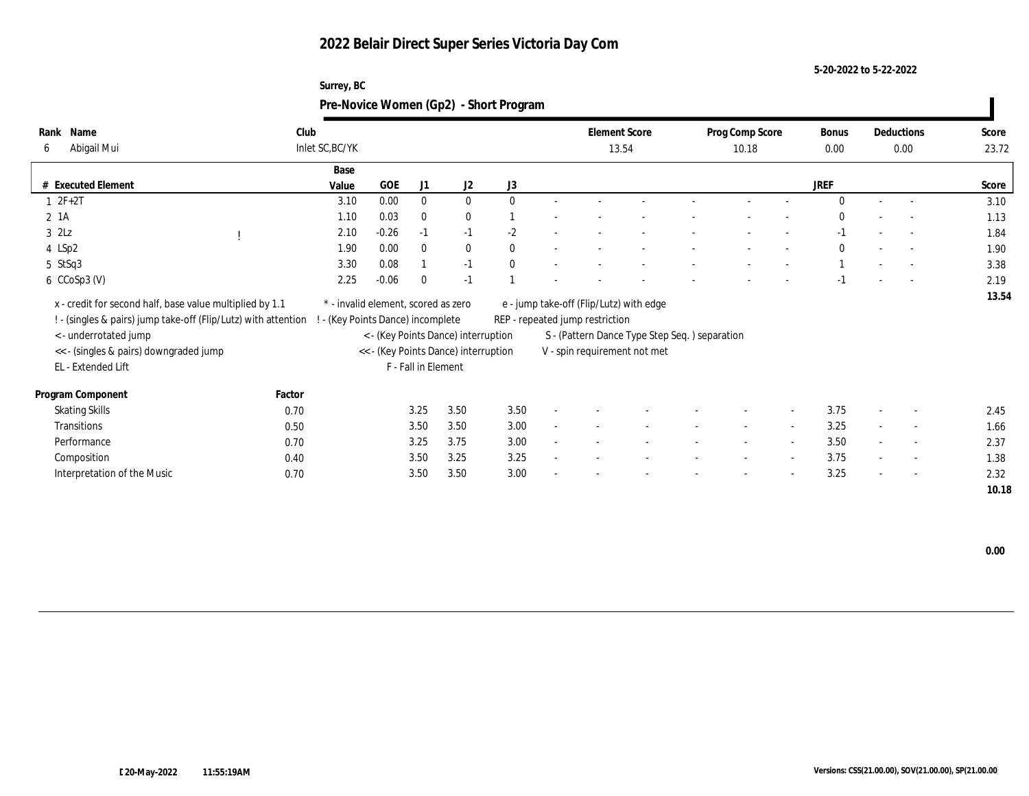# 2022 Belair Direct Super Series Victoria Day Com

5-20-2022 to 5-22-2022

Surrey, BC

## Pre-Novice Women (Gp2) - Short Program

| Rank | Name | Club | Element Score | Prog Comp Score | Bonus | Deductions | Score |
|---|---|---|---|---|---|---|---|
| 6 | Abigail Mui | Inlet SC,BC/YK | 13.54 | 10.18 | 0.00 | 0.00 | 23.72 |

| # | Executed Element | | Base Value | GOE | J1 | J2 | J3 | | | | | | | | JREF | | | Score |
|---|---|---|---|---|---|---|---|---|---|---|---|---|---|---|---|---|---|---|
| 1 | 2F+2T | | 3.10 | 0.00 | 0 | 0 | 0 | - | - | - | - | - | - | - | 0 | - | - | 3.10 |
| 2 | 1A | | 1.10 | 0.03 | 0 | 0 | 1 | - | - | - | - | - | - | - | 0 | - | - | 1.13 |
| 3 | 2Lz | ! | 2.10 | -0.26 | -1 | -1 | -2 | - | - | - | - | - | - | - | -1 | - | - | 1.84 |
| 4 | LSp2 | | 1.90 | 0.00 | 0 | 0 | 0 | - | - | - | - | - | - | - | 0 | - | - | 1.90 |
| 5 | StSq3 | | 3.30 | 0.08 | 1 | -1 | 0 | - | - | - | - | - | - | - | 1 | - | - | 3.38 |
| 6 | CCoSp3 (V) | | 2.25 | -0.06 | 0 | -1 | 1 | - | - | - | - | - | - | - | -1 | - | - | 2.19 |
| | | | | | | | | | | | | | | | | | | 13.54 |

x - credit for second half, base value multiplied by 1.1
! - (singles & pairs) jump take-off (Flip/Lutz) with attention
< - underrotated jump
<< - (singles & pairs) downgraded jump
EL - Extended Lift
* - invalid element, scored as zero
! - (Key Points Dance) incomplete
< - (Key Points Dance) interruption
<< - (Key Points Dance) interruption
F - Fall in Element
e - jump take-off (Flip/Lutz) with edge
REP - repeated jump restriction
S - (Pattern Dance Type Step Seq. ) separation
V - spin requirement not met

| Program Component | Factor | J1 | J2 | J3 | | | | | | | JREF | | | Score |
|---|---|---|---|---|---|---|---|---|---|---|---|---|---|---|
| Skating Skills | 0.70 | 3.25 | 3.50 | 3.50 | - | - | - | - | - | - | 3.75 | - | - | 2.45 |
| Transitions | 0.50 | 3.50 | 3.50 | 3.00 | - | - | - | - | - | - | 3.25 | - | - | 1.66 |
| Performance | 0.70 | 3.25 | 3.75 | 3.00 | - | - | - | - | - | - | 3.50 | - | - | 2.37 |
| Composition | 0.40 | 3.50 | 3.25 | 3.25 | - | - | - | - | - | - | 3.75 | - | - | 1.38 |
| Interpretation of the Music | 0.70 | 3.50 | 3.50 | 3.00 | - | - | - | - | - | - | 3.25 | - | - | 2.32 |
| | | | | | | | | | | | | | | 10.18 |

0.00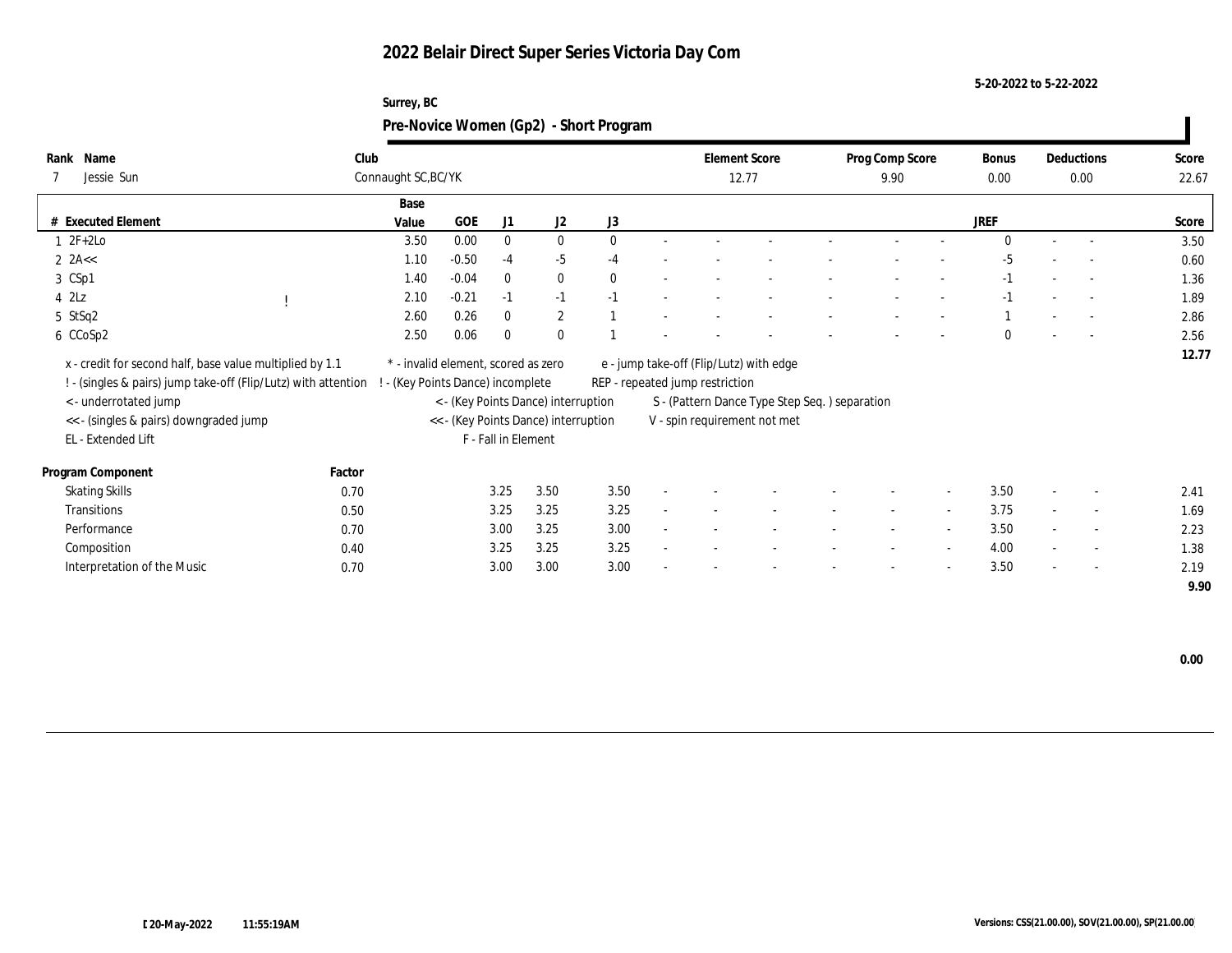# 2022 Belair Direct Super Series Victoria Day Com

5-20-2022 to 5-22-2022

Surrey, BC

## Pre-Novice Women (Gp2) - Short Program

| Rank | Name | Club | Element Score | Prog Comp Score | Bonus | Deductions | Score |
|---|---|---|---|---|---|---|---|
| 7 | Jessie Sun | Connaught SC,BC/YK | 12.77 | 9.90 | 0.00 | 0.00 | 22.67 |

| # | Executed Element | | Base Value | GOE | J1 | J2 | J3 | | | | | | | | | JREF | | | Score |
|---|---|---|---|---|---|---|---|---|---|---|---|---|---|---|---|---|---|---|---|
| 1 | 2F+2Lo | | 3.50 | 0.00 | 0 | 0 | 0 | - | - | - | - | - | - | - | | 0 | - | - | 3.50 |
| 2 | 2A<< | | 1.10 | -0.50 | -4 | -5 | -4 | - | - | - | - | - | - | - | | -5 | - | - | 0.60 |
| 3 | CSp1 | | 1.40 | -0.04 | 0 | 0 | 0 | - | - | - | - | - | - | - | | -1 | - | - | 1.36 |
| 4 | 2Lz | ! | 2.10 | -0.21 | -1 | -1 | -1 | - | - | - | - | - | - | - | | -1 | - | - | 1.89 |
| 5 | StSq2 | | 2.60 | 0.26 | 0 | 2 | 1 | - | - | - | - | - | - | - | | 1 | - | - | 2.86 |
| 6 | CCoSp2 | | 2.50 | 0.06 | 0 | 0 | 1 | - | - | - | - | - | - | - | | 0 | - | - | 2.56 |
| | | | | | | | | | | | | | | | | | | | 12.77 |

x - credit for second half, base value multiplied by 1.1
! - (singles & pairs) jump take-off (Flip/Lutz) with attention
< - underrotated jump
<< - (singles & pairs) downgraded jump
EL - Extended Lift
* - invalid element, scored as zero
! - (Key Points Dance) incomplete
< - (Key Points Dance) interruption
<< - (Key Points Dance) interruption
F - Fall in Element
e - jump take-off (Flip/Lutz) with edge
REP - repeated jump restriction
S - (Pattern Dance Type Step Seq. ) separation
V - spin requirement not met

| Program Component | Factor | J1 | J2 | J3 | | | | | | | | JREF | | | Score |
|---|---|---|---|---|---|---|---|---|---|---|---|---|---|---|---|
| Skating Skills | 0.70 | 3.25 | 3.50 | 3.50 | - | - | - | - | - | - | - | 3.50 | - | - | 2.41 |
| Transitions | 0.50 | 3.25 | 3.25 | 3.25 | - | - | - | - | - | - | - | 3.75 | - | - | 1.69 |
| Performance | 0.70 | 3.00 | 3.25 | 3.00 | - | - | - | - | - | - | - | 3.50 | - | - | 2.23 |
| Composition | 0.40 | 3.25 | 3.25 | 3.25 | - | - | - | - | - | - | - | 4.00 | - | - | 1.38 |
| Interpretation of the Music | 0.70 | 3.00 | 3.00 | 3.00 | - | - | - | - | - | - | - | 3.50 | - | - | 2.19 |
| | | | | | | | | | | | | | | | 9.90 |

0.00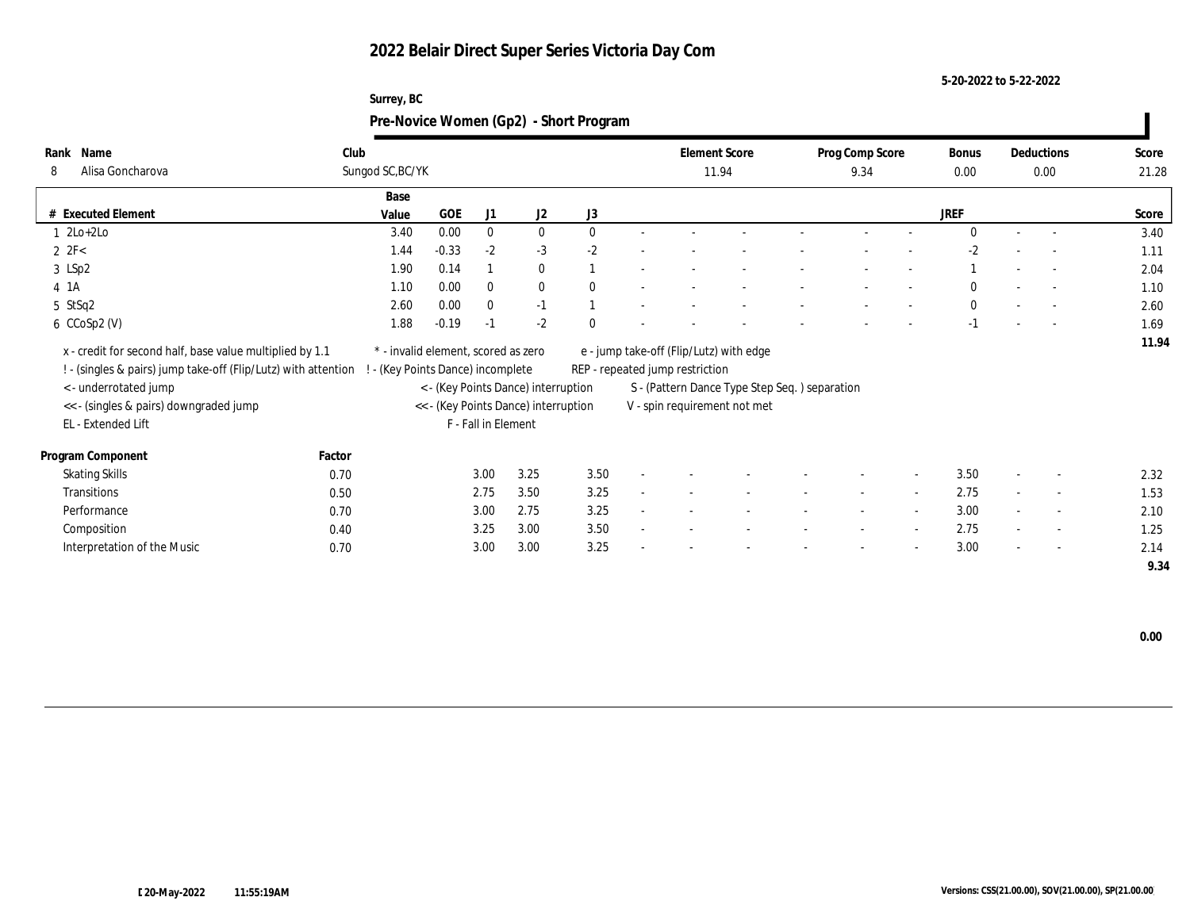# 2022 Belair Direct Super Series Victoria Day Com

5-20-2022 to 5-22-2022

Surrey, BC

## Pre-Novice Women (Gp2) - Short Program

| Rank | Name | Club | Element Score | Prog Comp Score | Bonus | Deductions | Score |
|---|---|---|---|---|---|---|---|
| 8 | Alisa Goncharova | Sungod SC,BC/YK | 11.94 | 9.34 | 0.00 | 0.00 | 21.28 |

| # | Executed Element | Base Value | GOE | J1 | J2 | J3 | | | | | | | | | JREF | | | Score |
|---|---|---|---|---|---|---|---|---|---|---|---|---|---|---|---|---|---|---|
| 1 | 2Lo+2Lo | 3.40 | 0.00 | 0 | 0 | 0 | - | - | - | - | - | - | - | - | 0 | - | - | 3.40 |
| 2 | 2F< | 1.44 | -0.33 | -2 | -3 | -2 | - | - | - | - | - | - | - | - | -2 | - | - | 1.11 |
| 3 | LSp2 | 1.90 | 0.14 | 1 | 0 | 1 | - | - | - | - | - | - | - | - | 1 | - | - | 2.04 |
| 4 | 1A | 1.10 | 0.00 | 0 | 0 | 0 | - | - | - | - | - | - | - | - | 0 | - | - | 1.10 |
| 5 | StSq2 | 2.60 | 0.00 | 0 | -1 | 1 | - | - | - | - | - | - | - | - | 0 | - | - | 2.60 |
| 6 | CCoSp2 (V) | 1.88 | -0.19 | -1 | -2 | 0 | - | - | - | - | - | - | - | - | -1 | - | - | 1.69 |
| | | | | | | | | | | | | | | | | | | 11.94 |

x - credit for second half, base value multiplied by 1.1
! - (singles & pairs) jump take-off (Flip/Lutz) with attention
< - underrotated jump
<< - (singles & pairs) downgraded jump
EL - Extended Lift
\* - invalid element, scored as zero
! - (Key Points Dance) incomplete
< - (Key Points Dance) interruption
<< - (Key Points Dance) interruption
F - Fall in Element
e - jump take-off (Flip/Lutz) with edge
REP - repeated jump restriction
S - (Pattern Dance Type Step Seq. ) separation
V - spin requirement not met

| Program Component | Factor | J1 | J2 | J3 | | | | | | | | | JREF | | | Score |
|---|---|---|---|---|---|---|---|---|---|---|---|---|---|---|---|---|
| Skating Skills | 0.70 | 3.00 | 3.25 | 3.50 | - | - | - | - | - | - | - | - | 3.50 | - | - | 2.32 |
| Transitions | 0.50 | 2.75 | 3.50 | 3.25 | - | - | - | - | - | - | - | - | 2.75 | - | - | 1.53 |
| Performance | 0.70 | 3.00 | 2.75 | 3.25 | - | - | - | - | - | - | - | - | 3.00 | - | - | 2.10 |
| Composition | 0.40 | 3.25 | 3.00 | 3.50 | - | - | - | - | - | - | - | - | 2.75 | - | - | 1.25 |
| Interpretation of the Music | 0.70 | 3.00 | 3.00 | 3.25 | - | - | - | - | - | - | - | - | 3.00 | - | - | 2.14 |
| | | | | | | | | | | | | | | | | 9.34 |

0.00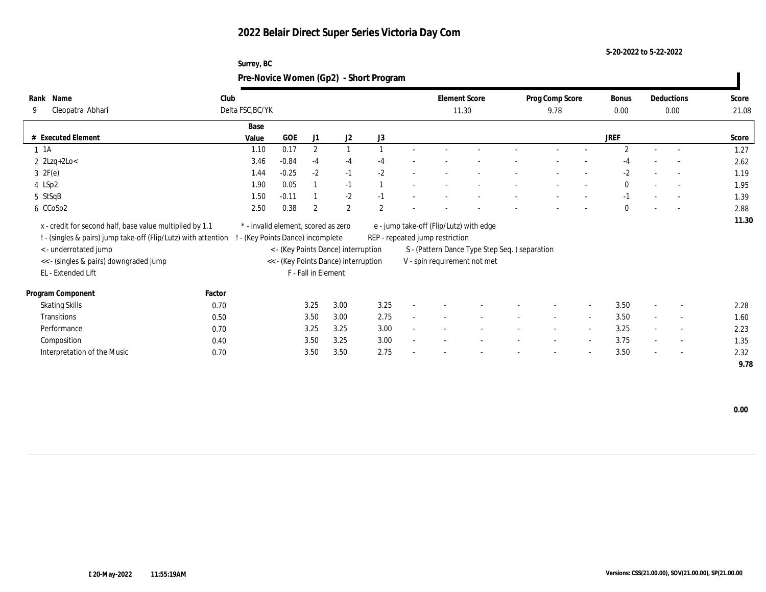# 2022 Belair Direct Super Series Victoria Day Com

5-20-2022 to 5-22-2022

Surrey, BC

## Pre-Novice Women (Gp2) - Short Program

| Rank | Name | Club | Element Score | Prog Comp Score | Bonus | Deductions | Score |
|---|---|---|---|---|---|---|---|
| 9 | Cleopatra Abhari | Delta FSC,BC/YK | 11.30 | 9.78 | 0.00 | 0.00 | 21.08 |

| # | Executed Element | Base Value | GOE | J1 | J2 | J3 | | | | | | | | | JREF | | | Score |
|---|---|---|---|---|---|---|---|---|---|---|---|---|---|---|---|---|---|---|
| 1 | 1A | 1.10 | 0.17 | 2 | 1 | 1 | - | - | - | - | - | - | - | - | 2 | - | - | 1.27 |
| 2 | 2Lzq+2Lo< | 3.46 | -0.84 | -4 | -4 | -4 | - | - | - | - | - | - | - | - | -4 | - | - | 2.62 |
| 3 | 2F(e) | 1.44 | -0.25 | -2 | -1 | -2 | - | - | - | - | - | - | - | - | -2 | - | - | 1.19 |
| 4 | LSp2 | 1.90 | 0.05 | 1 | -1 | 1 | - | - | - | - | - | - | - | - | 0 | - | - | 1.95 |
| 5 | StSqB | 1.50 | -0.11 | 1 | -2 | -1 | - | - | - | - | - | - | - | - | -1 | - | - | 1.39 |
| 6 | CCoSp2 | 2.50 | 0.38 | 2 | 2 | 2 | - | - | - | - | - | - | - | - | 0 | - | - | 2.88 |
| | | | | | | | | | | | | | | | | | | 11.30 |

x - credit for second half, base value multiplied by 1.1
! - (singles & pairs) jump take-off (Flip/Lutz) with attention
< - underrotated jump
<< - (singles & pairs) downgraded jump
EL - Extended Lift
* - invalid element, scored as zero
! - (Key Points Dance) incomplete
< - (Key Points Dance) interruption
<< - (Key Points Dance) interruption
F - Fall in Element
e - jump take-off (Flip/Lutz) with edge
REP - repeated jump restriction
S - (Pattern Dance Type Step Seq. ) separation
V - spin requirement not met

| Program Component | Factor | J1 | J2 | J3 | | | | | | | | | JREF | | | Score |
|---|---|---|---|---|---|---|---|---|---|---|---|---|---|---|---|---|
| Skating Skills | 0.70 | 3.25 | 3.00 | 3.25 | - | - | - | - | - | - | - | - | 3.50 | - | - | 2.28 |
| Transitions | 0.50 | 3.50 | 3.00 | 2.75 | - | - | - | - | - | - | - | - | 3.50 | - | - | 1.60 |
| Performance | 0.70 | 3.25 | 3.25 | 3.00 | - | - | - | - | - | - | - | - | 3.25 | - | - | 2.23 |
| Composition | 0.40 | 3.50 | 3.25 | 3.00 | - | - | - | - | - | - | - | - | 3.75 | - | - | 1.35 |
| Interpretation of the Music | 0.70 | 3.50 | 3.50 | 2.75 | - | - | - | - | - | - | - | - | 3.50 | - | - | 2.32 |
| | | | | | | | | | | | | | | | | 9.78 |

0.00

20-May-2022 11:55:19AM

Versions: CSS(21.00.00), SOV(21.00.00), SP(21.00.00)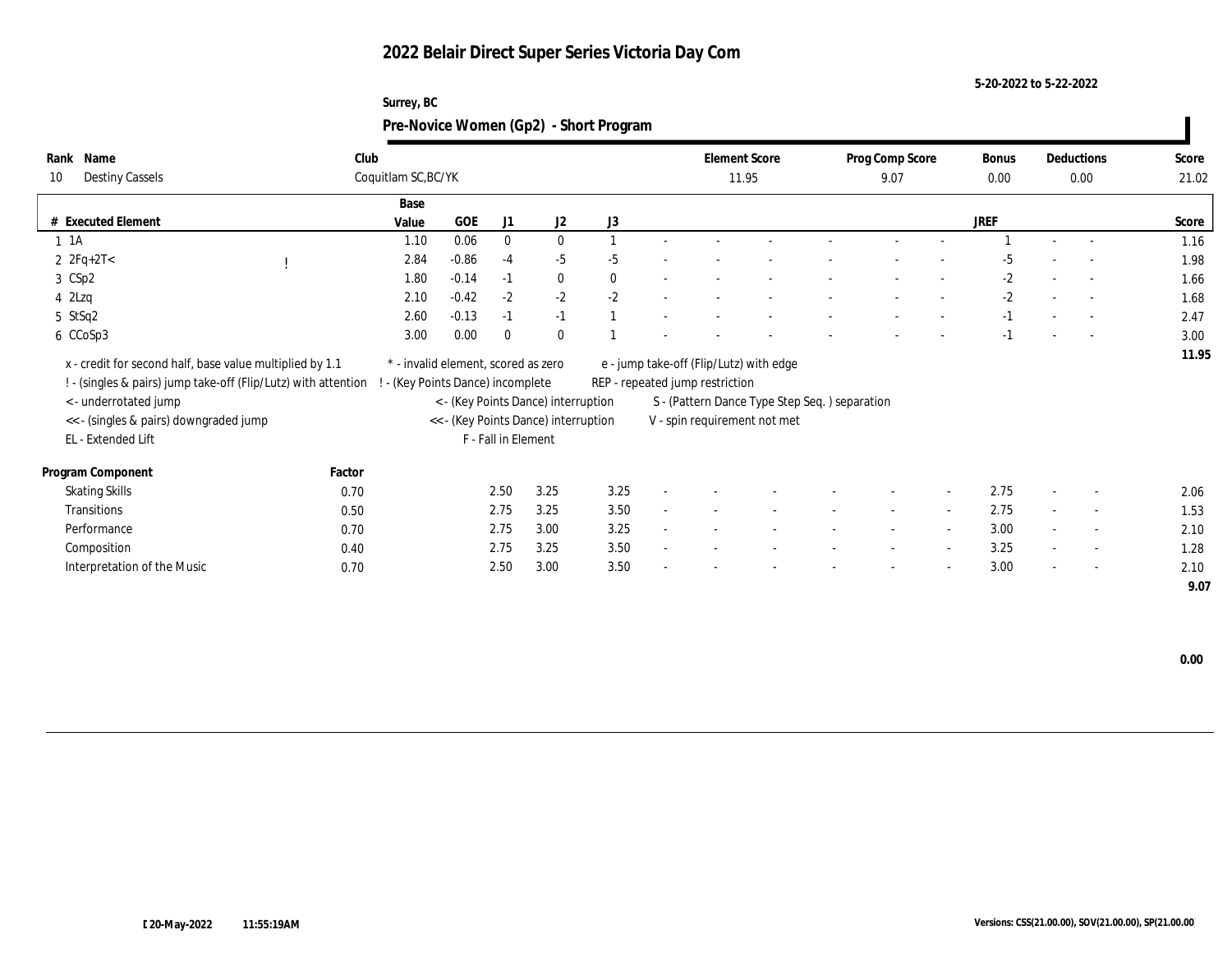# 2022 Belair Direct Super Series Victoria Day Com

5-20-2022 to 5-22-2022

Surrey, BC

## Pre-Novice Women (Gp2) - Short Program

| Rank | Name | Club | Element Score | Prog Comp Score | Bonus | Deductions | Score |
|---|---|---|---|---|---|---|---|
| 10 | Destiny Cassels | Coquitlam SC,BC/YK | 11.95 | 9.07 | 0.00 | 0.00 | 21.02 |

| # | Executed Element | | Base Value | GOE | J1 | J2 | J3 | | | | | | | | | JREF | | | Score |
|---|---|---|---|---|---|---|---|---|---|---|---|---|---|---|---|---|---|---|---|
| 1 | 1A | | 1.10 | 0.06 | 0 | 0 | 1 | - | - | - | - | - | - | - | - | 1 | - | - | 1.16 |
| 2 | 2Fq+2T< | ! | 2.84 | -0.86 | -4 | -5 | -5 | - | - | - | - | - | - | - | - | -5 | - | - | 1.98 |
| 3 | CSp2 | | 1.80 | -0.14 | -1 | 0 | 0 | - | - | - | - | - | - | - | - | -2 | - | - | 1.66 |
| 4 | 2Lzq | | 2.10 | -0.42 | -2 | -2 | -2 | - | - | - | - | - | - | - | - | -2 | - | - | 1.68 |
| 5 | StSq2 | | 2.60 | -0.13 | -1 | -1 | 1 | - | - | - | - | - | - | - | - | -1 | - | - | 2.47 |
| 6 | CCoSp3 | | 3.00 | 0.00 | 0 | 0 | 1 | - | - | - | - | - | - | - | - | -1 | - | - | 3.00 |
| | | | | | | | | | | | | | | | | | | | 11.95 |

x - credit for second half, base value multiplied by 1.1
! - (singles & pairs) jump take-off (Flip/Lutz) with attention
< - underrotated jump
<< - (singles & pairs) downgraded jump
EL - Extended Lift
* - invalid element, scored as zero
! - (Key Points Dance) incomplete
< - (Key Points Dance) interruption
<< - (Key Points Dance) interruption
F - Fall in Element
e - jump take-off (Flip/Lutz) with edge
REP - repeated jump restriction
S - (Pattern Dance Type Step Seq. ) separation
V - spin requirement not met

| Program Component | Factor | J1 | J2 | J3 | | | | | | | | | JREF | | | Score |
|---|---|---|---|---|---|---|---|---|---|---|---|---|---|---|---|---|
| Skating Skills | 0.70 | 2.50 | 3.25 | 3.25 | - | - | - | - | - | - | - | - | 2.75 | - | - | 2.06 |
| Transitions | 0.50 | 2.75 | 3.25 | 3.50 | - | - | - | - | - | - | - | - | 2.75 | - | - | 1.53 |
| Performance | 0.70 | 2.75 | 3.00 | 3.25 | - | - | - | - | - | - | - | - | 3.00 | - | - | 2.10 |
| Composition | 0.40 | 2.75 | 3.25 | 3.50 | - | - | - | - | - | - | - | - | 3.25 | - | - | 1.28 |
| Interpretation of the Music | 0.70 | 2.50 | 3.00 | 3.50 | - | - | - | - | - | - | - | - | 3.00 | - | - | 2.10 |
| | | | | | | | | | | | | | | | | 9.07 |

0.00

20-May-2022 11:55:19AM

Versions: CSS(21.00.00), SOV(21.00.00), SP(21.00.00)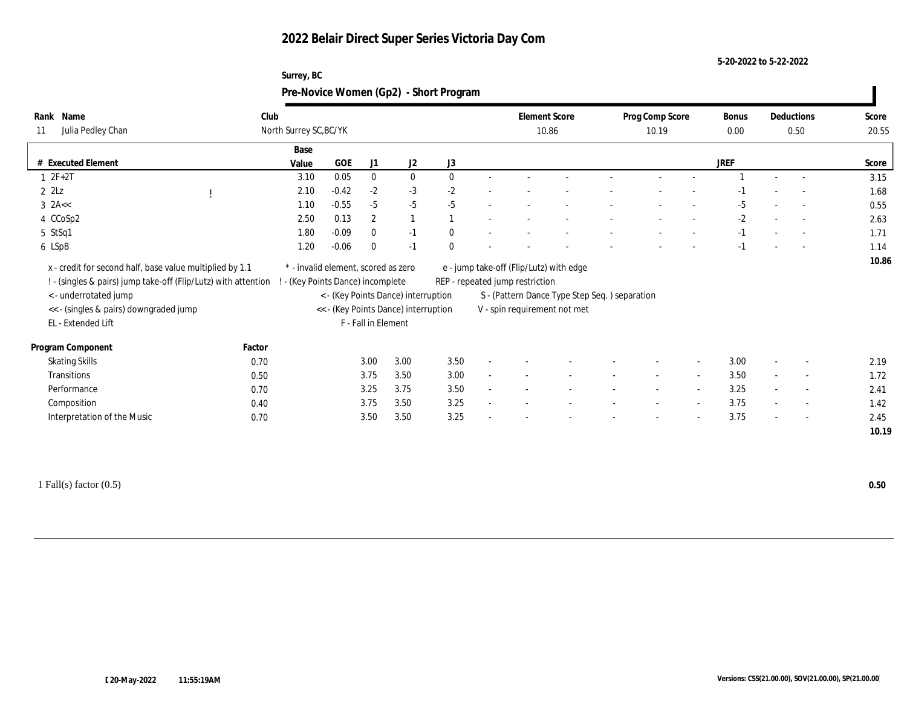# 2022 Belair Direct Super Series Victoria Day Com

5-20-2022 to 5-22-2022

Surrey, BC

## Pre-Novice Women (Gp2) - Short Program

| Rank | Name | Club | Element Score | Prog Comp Score | Bonus | Deductions | Score |
|---|---|---|---|---|---|---|---|
| 11 | Julia Pedley Chan | North Surrey SC,BC/YK | 10.86 | 10.19 | 0.00 | 0.50 | 20.55 |

| # | Executed Element | | Base Value | GOE | J1 | J2 | J3 | JREF | Score |
|---|---|---|---|---|---|---|---|---|---|
| 1 | 2F+2T | | 3.10 | 0.05 | 0 | 0 | 0 | 1 | 3.15 |
| 2 | 2Lz | ! | 2.10 | -0.42 | -2 | -3 | -2 | -1 | 1.68 |
| 3 | 2A<< | | 1.10 | -0.55 | -5 | -5 | -5 | -5 | 0.55 |
| 4 | CCoSp2 | | 2.50 | 0.13 | 2 | 1 | 1 | -2 | 2.63 |
| 5 | StSq1 | | 1.80 | -0.09 | 0 | -1 | 0 | -1 | 1.71 |
| 6 | LSpB | | 1.20 | -0.06 | 0 | -1 | 0 | -1 | 1.14 |
| | | | | | | | | | 10.86 |

x - credit for second half, base value multiplied by 1.1
! - (singles & pairs) jump take-off (Flip/Lutz) with attention
< - underrotated jump
<< - (singles & pairs) downgraded jump
EL - Extended Lift
\* - invalid element, scored as zero
! - (Key Points Dance) incomplete
< - (Key Points Dance) interruption
<< - (Key Points Dance) interruption
F - Fall in Element
e - jump take-off (Flip/Lutz) with edge
REP - repeated jump restriction
S - (Pattern Dance Type Step Seq. ) separation
V - spin requirement not met

| Program Component | Factor | J1 | J2 | J3 | JREF | Score |
|---|---|---|---|---|---|---|
| Skating Skills | 0.70 | 3.00 | 3.00 | 3.50 | 3.00 | 2.19 |
| Transitions | 0.50 | 3.75 | 3.50 | 3.00 | 3.50 | 1.72 |
| Performance | 0.70 | 3.25 | 3.75 | 3.50 | 3.25 | 2.41 |
| Composition | 0.40 | 3.75 | 3.50 | 3.25 | 3.75 | 1.42 |
| Interpretation of the Music | 0.70 | 3.50 | 3.50 | 3.25 | 3.75 | 2.45 |
| | | | | | | 10.19 |

1 Fall(s) factor (0.5) **0.50**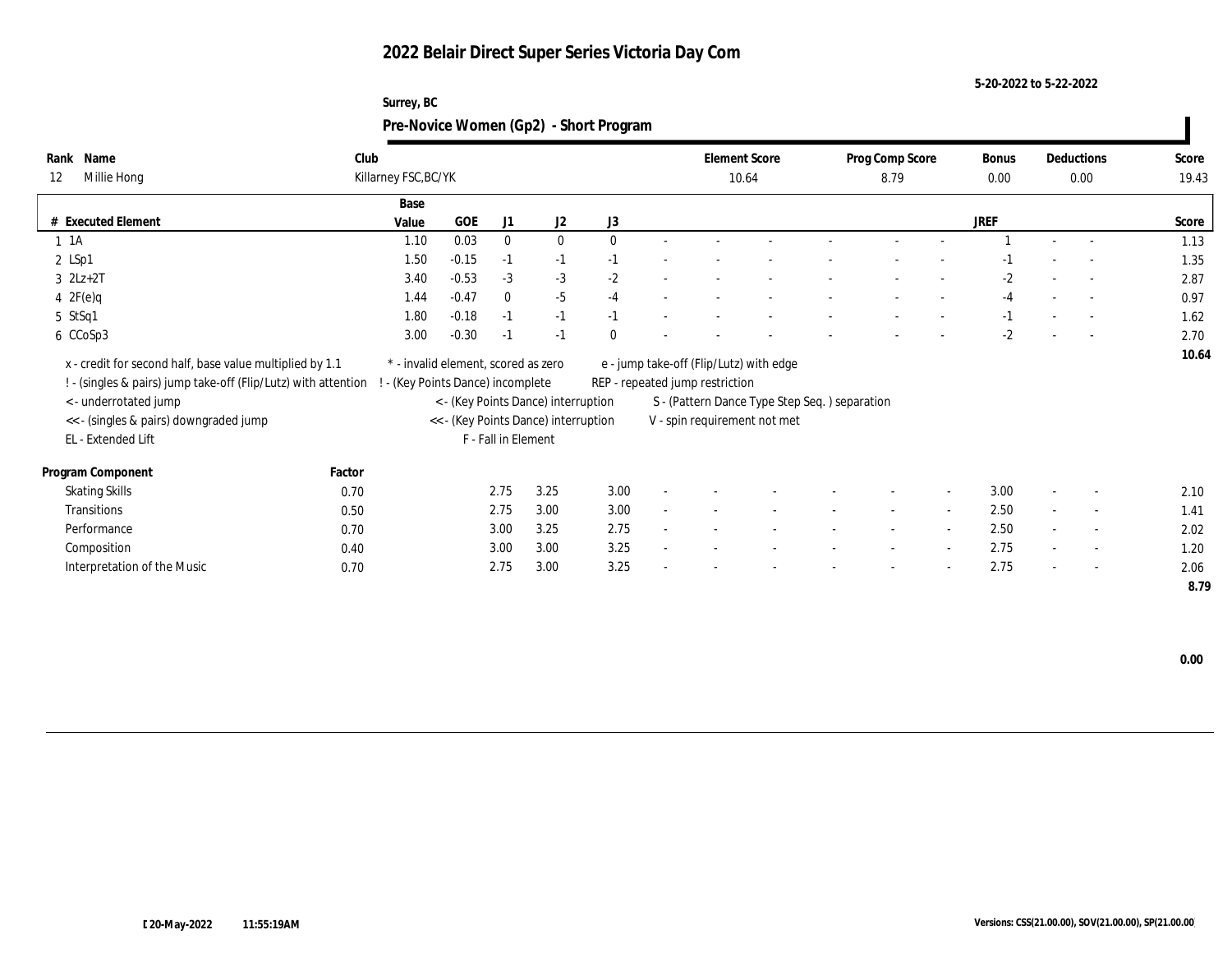# 2022 Belair Direct Super Series Victoria Day Com

5-20-2022 to 5-22-2022

Surrey, BC

## Pre-Novice Women (Gp2) - Short Program

| Rank | Name | Club | Element Score | Prog Comp Score | Bonus | Deductions | Score |
|---|---|---|---|---|---|---|---|
| 12 | Millie Hong | Killarney FSC,BC/YK | 10.64 | 8.79 | 0.00 | 0.00 | 19.43 |

| # | Executed Element | Base Value | GOE | J1 | J2 | J3 | | | | | | | | | JREF | | | Score |
|---|---|---|---|---|---|---|---|---|---|---|---|---|---|---|---|---|---|---|
| 1 | 1A | 1.10 | 0.03 | 0 | 0 | 0 | - | - | - | - | - | - | - | 1 | - | - | 1.13 |
| 2 | LSp1 | 1.50 | -0.15 | -1 | -1 | -1 | - | - | - | - | - | - | - | -1 | - | - | 1.35 |
| 3 | 2Lz+2T | 3.40 | -0.53 | -3 | -3 | -2 | - | - | - | - | - | - | - | -2 | - | - | 2.87 |
| 4 | 2F(e)q | 1.44 | -0.47 | 0 | -5 | -4 | - | - | - | - | - | - | - | -4 | - | - | 0.97 |
| 5 | StSq1 | 1.80 | -0.18 | -1 | -1 | -1 | - | - | - | - | - | - | - | -1 | - | - | 1.62 |
| 6 | CCoSp3 | 3.00 | -0.30 | -1 | -1 | 0 | - | - | - | - | - | - | - | -2 | - | - | 2.70 |
| | | | | | | | | | | | | | | | | | 10.64 |

x - credit for second half, base value multiplied by 1.1
! - (singles & pairs) jump take-off (Flip/Lutz) with attention
< - underrotated jump
<< - (singles & pairs) downgraded jump
EL - Extended Lift
* - invalid element, scored as zero
! - (Key Points Dance) incomplete
< - (Key Points Dance) interruption
<< - (Key Points Dance) interruption
F - Fall in Element
e - jump take-off (Flip/Lutz) with edge
REP - repeated jump restriction
S - (Pattern Dance Type Step Seq. ) separation
V - spin requirement not met

| Program Component | Factor | J1 | J2 | J3 | | | | | | | JREF | | | Score |
|---|---|---|---|---|---|---|---|---|---|---|---|---|---|---|
| Skating Skills | 0.70 | 2.75 | 3.25 | 3.00 | - | - | - | - | - | - | 3.00 | - | - | 2.10 |
| Transitions | 0.50 | 2.75 | 3.00 | 3.00 | - | - | - | - | - | - | 2.50 | - | - | 1.41 |
| Performance | 0.70 | 3.00 | 3.25 | 2.75 | - | - | - | - | - | - | 2.50 | - | - | 2.02 |
| Composition | 0.40 | 3.00 | 3.00 | 3.25 | - | - | - | - | - | - | 2.75 | - | - | 1.20 |
| Interpretation of the Music | 0.70 | 2.75 | 3.00 | 3.25 | - | - | - | - | - | - | 2.75 | - | - | 2.06 |
| | | | | | | | | | | | | | | 8.79 |

0.00

20-May-2022 11:55:19AM

Versions: CSS(21.00.00), SOV(21.00.00), SP(21.00.00)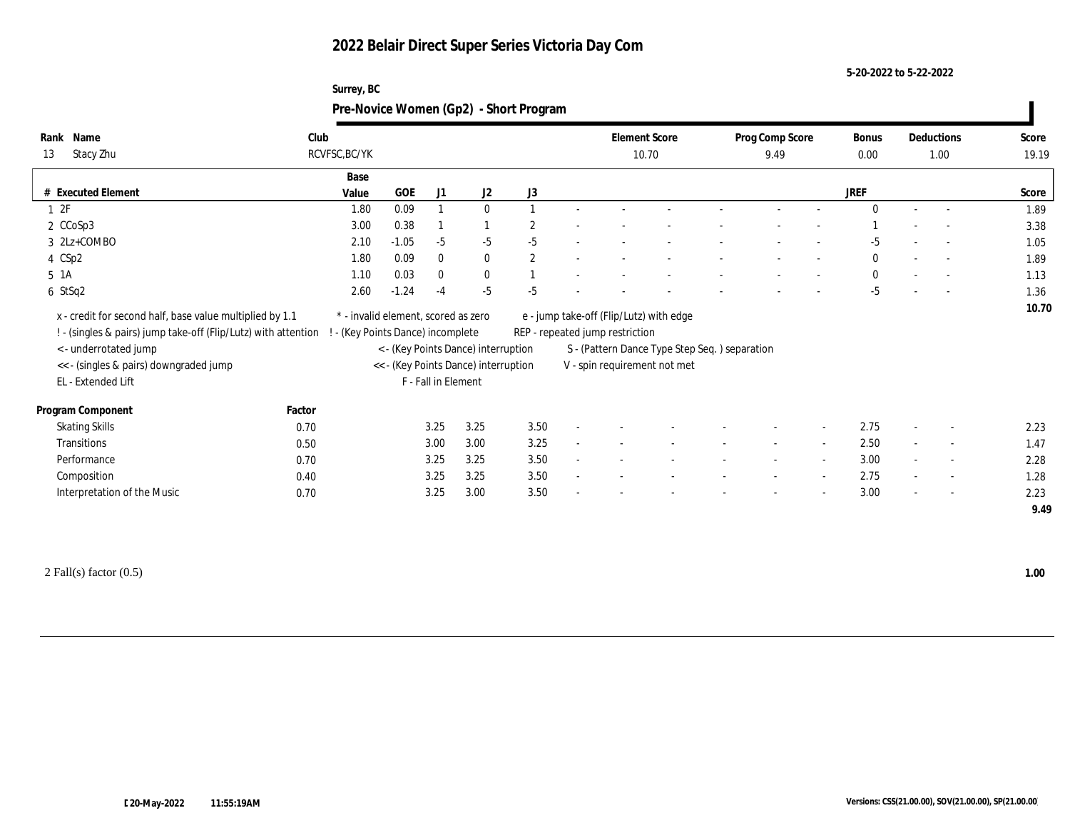# 2022 Belair Direct Super Series Victoria Day Com

5-20-2022 to 5-22-2022

Surrey, BC

## Pre-Novice Women (Gp2) - Short Program

| Rank | Name | Club | Element Score | Prog Comp Score | Bonus | Deductions | Score |
|---|---|---|---|---|---|---|---|
| 13 | Stacy Zhu | RCVFSC,BC/YK | 10.70 | 9.49 | 0.00 | 1.00 | 19.19 |

| # | Executed Element | Base Value | GOE | J1 | J2 | J3 | | | | | | | | | JREF | | | Score |
|---|---|---|---|---|---|---|---|---|---|---|---|---|---|---|---|---|---|---|
| 1 | 2F | 1.80 | 0.09 | 1 | 0 | 1 | - | - | - | - | - | - | - | - | 0 | - | - | 1.89 |
| 2 | CCoSp3 | 3.00 | 0.38 | 1 | 1 | 2 | - | - | - | - | - | - | - | - | 1 | - | - | 3.38 |
| 3 | 2Lz+COMBO | 2.10 | -1.05 | -5 | -5 | -5 | - | - | - | - | - | - | - | - | -5 | - | - | 1.05 |
| 4 | CSp2 | 1.80 | 0.09 | 0 | 0 | 2 | - | - | - | - | - | - | - | - | 0 | - | - | 1.89 |
| 5 | 1A | 1.10 | 0.03 | 0 | 0 | 1 | - | - | - | - | - | - | - | - | 0 | - | - | 1.13 |
| 6 | StSq2 | 2.60 | -1.24 | -4 | -5 | -5 | - | - | - | - | - | - | - | - | -5 | - | - | 1.36 |
| | | | | | | | | | | | | | | | | | | 10.70 |

x - credit for second half, base value multiplied by 1.1
! - (singles & pairs) jump take-off (Flip/Lutz) with attention
< - underrotated jump
<< - (singles & pairs) downgraded jump
EL - Extended Lift
* - invalid element, scored as zero
! - (Key Points Dance) incomplete
< - (Key Points Dance) interruption
<< - (Key Points Dance) interruption
F - Fall in Element
e - jump take-off (Flip/Lutz) with edge
REP - repeated jump restriction
S - (Pattern Dance Type Step Seq. ) separation
V - spin requirement not met

| Program Component | Factor | J1 | J2 | J3 | | | | | | | | | JREF | | | Score |
|---|---|---|---|---|---|---|---|---|---|---|---|---|---|---|---|---|
| Skating Skills | 0.70 | 3.25 | 3.25 | 3.50 | - | - | - | - | - | - | - | - | 2.75 | - | - | 2.23 |
| Transitions | 0.50 | 3.00 | 3.00 | 3.25 | - | - | - | - | - | - | - | - | 2.50 | - | - | 1.47 |
| Performance | 0.70 | 3.25 | 3.25 | 3.50 | - | - | - | - | - | - | - | - | 3.00 | - | - | 2.28 |
| Composition | 0.40 | 3.25 | 3.25 | 3.50 | - | - | - | - | - | - | - | - | 2.75 | - | - | 1.28 |
| Interpretation of the Music | 0.70 | 3.25 | 3.00 | 3.50 | - | - | - | - | - | - | - | - | 3.00 | - | - | 2.23 |
| | | | | | | | | | | | | | | | | 9.49 |

2 Fall(s) factor (0.5) **1.00**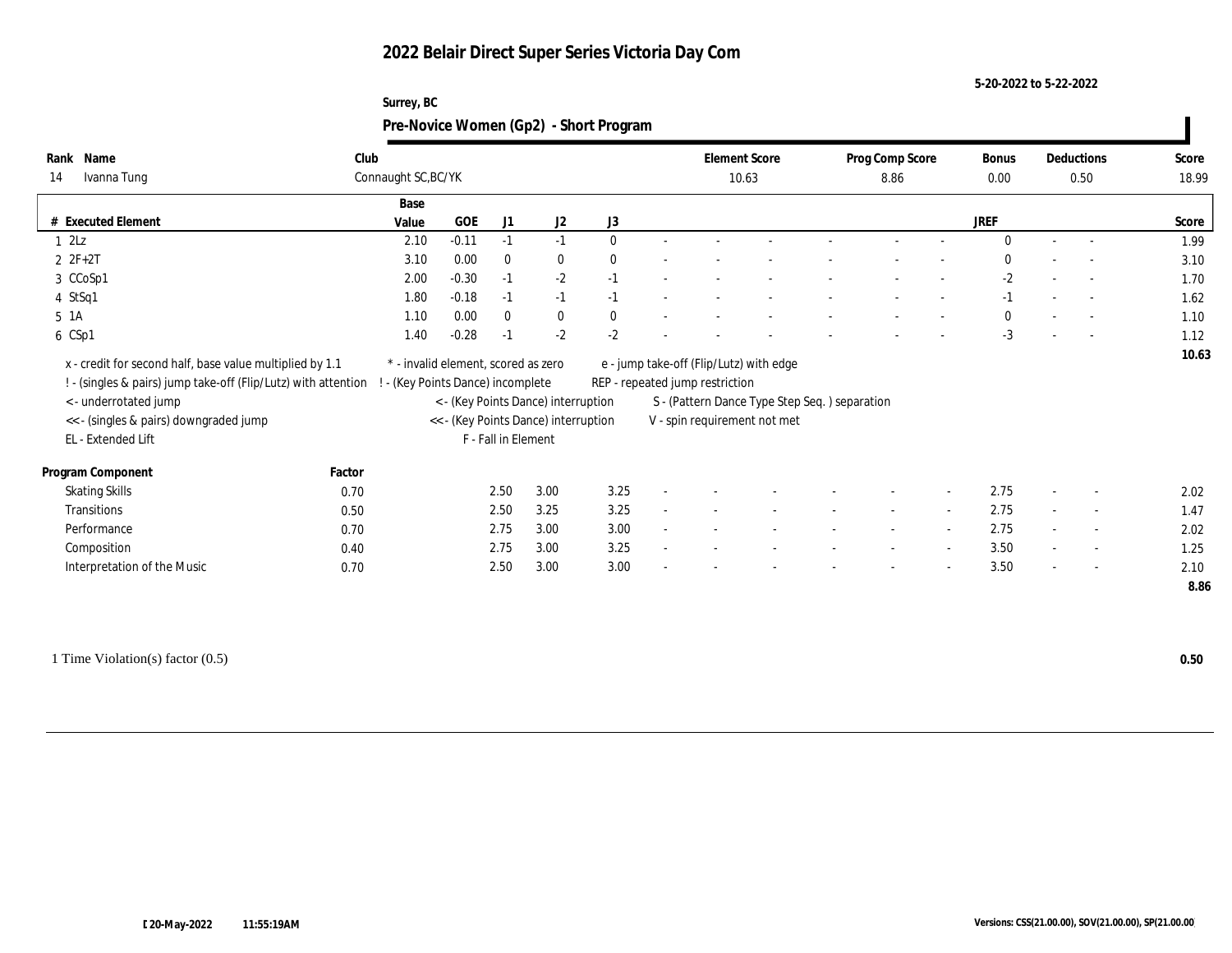# 2022 Belair Direct Super Series Victoria Day Com

5-20-2022 to 5-22-2022

Surrey, BC

## Pre-Novice Women (Gp2) - Short Program

| Rank | Name | Club | Element Score | Prog Comp Score | Bonus | Deductions | Score |
|---|---|---|---|---|---|---|---|
| 14 | Ivanna Tung | Connaught SC,BC/YK | 10.63 | 8.86 | 0.00 | 0.50 | 18.99 |

| # | Executed Element | Base Value | GOE | J1 | J2 | J3 | | | | | | | | | JREF | | | Score |
|---|---|---|---|---|---|---|---|---|---|---|---|---|---|---|---|---|---|---|
| 1 | 2Lz | 2.10 | -0.11 | -1 | -1 | 0 | - | - | - | - | - | - | - | - | 0 | - | - | 1.99 |
| 2 | 2F+2T | 3.10 | 0.00 | 0 | 0 | 0 | - | - | - | - | - | - | - | - | 0 | - | - | 3.10 |
| 3 | CCoSp1 | 2.00 | -0.30 | -1 | -2 | -1 | - | - | - | - | - | - | - | - | -2 | - | - | 1.70 |
| 4 | StSq1 | 1.80 | -0.18 | -1 | -1 | -1 | - | - | - | - | - | - | - | - | -1 | - | - | 1.62 |
| 5 | 1A | 1.10 | 0.00 | 0 | 0 | 0 | - | - | - | - | - | - | - | - | 0 | - | - | 1.10 |
| 6 | CSp1 | 1.40 | -0.28 | -1 | -2 | -2 | - | - | - | - | - | - | - | - | -3 | - | - | 1.12 |
| | | | | | | | | | | | | | | | | | | 10.63 |

x - credit for second half, base value multiplied by 1.1
! - (singles & pairs) jump take-off (Flip/Lutz) with attention
< - underrotated jump
<< - (singles & pairs) downgraded jump
EL - Extended Lift
* - invalid element, scored as zero
! - (Key Points Dance) incomplete
< - (Key Points Dance) interruption
<< - (Key Points Dance) interruption
F - Fall in Element
e - jump take-off (Flip/Lutz) with edge
REP - repeated jump restriction
S - (Pattern Dance Type Step Seq. ) separation
V - spin requirement not met

| Program Component | Factor | J1 | J2 | J3 | | | | | | | | | JREF | | | Score |
|---|---|---|---|---|---|---|---|---|---|---|---|---|---|---|---|---|
| Skating Skills | 0.70 | 2.50 | 3.00 | 3.25 | - | - | - | - | - | - | - | - | 2.75 | - | - | 2.02 |
| Transitions | 0.50 | 2.50 | 3.25 | 3.25 | - | - | - | - | - | - | - | - | 2.75 | - | - | 1.47 |
| Performance | 0.70 | 2.75 | 3.00 | 3.00 | - | - | - | - | - | - | - | - | 2.75 | - | - | 2.02 |
| Composition | 0.40 | 2.75 | 3.00 | 3.25 | - | - | - | - | - | - | - | - | 3.50 | - | - | 1.25 |
| Interpretation of the Music | 0.70 | 2.50 | 3.00 | 3.00 | - | - | - | - | - | - | - | - | 3.50 | - | - | 2.10 |
| | | | | | | | | | | | | | | | | 8.86 |

1 Time Violation(s) factor (0.5) **0.50**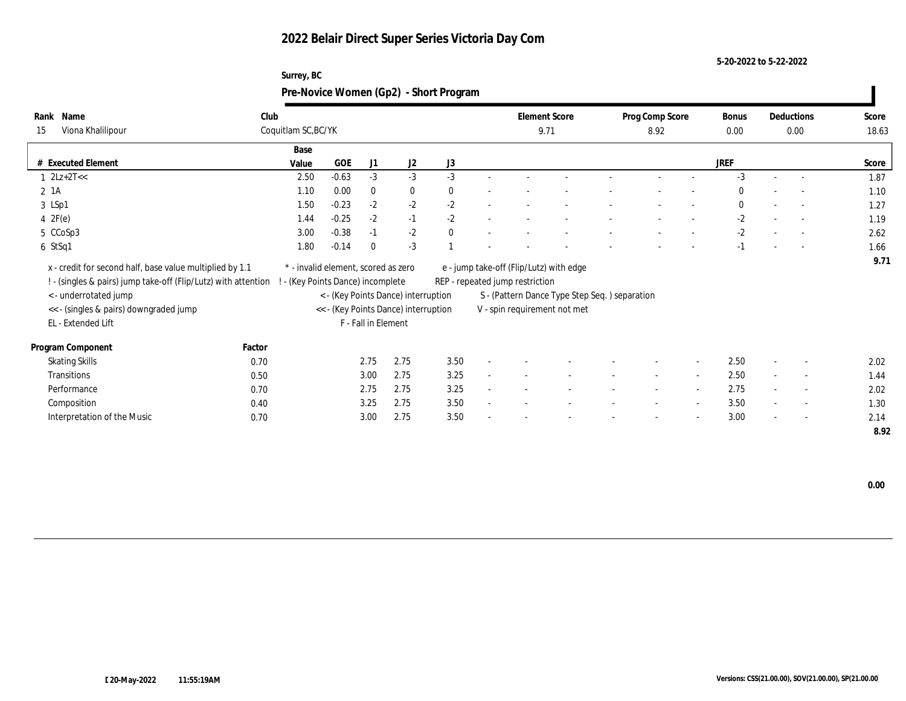# 2022 Belair Direct Super Series Victoria Day Com

5-20-2022 to 5-22-2022

Surrey, BC

## Pre-Novice Women (Gp2) - Short Program

| Rank | Name | Club | Element Score | Prog Comp Score | Bonus | Deductions | Score |
|---|---|---|---|---|---|---|---|
| 15 | Viona Khalilipour | Coquitlam SC,BC/YK | 9.71 | 8.92 | 0.00 | 0.00 | 18.63 |

| # | Executed Element | Base Value | GOE | J1 | J2 | J3 | | | | | | | | JREF | | | Score |
|---|---|---|---|---|---|---|---|---|---|---|---|---|---|---|---|---|---|
| 1 | 2Lz+2T<< | 2.50 | -0.63 | -3 | -3 | -3 | - | - | - | - | - | - | - | -3 | - | - | 1.87 |
| 2 | 1A | 1.10 | 0.00 | 0 | 0 | 0 | - | - | - | - | - | - | - | 0 | - | - | 1.10 |
| 3 | LSp1 | 1.50 | -0.23 | -2 | -2 | -2 | - | - | - | - | - | - | - | 0 | - | - | 1.27 |
| 4 | 2F(e) | 1.44 | -0.25 | -2 | -1 | -2 | - | - | - | - | - | - | - | -2 | - | - | 1.19 |
| 5 | CCoSp3 | 3.00 | -0.38 | -1 | -2 | 0 | - | - | - | - | - | - | - | -2 | - | - | 2.62 |
| 6 | StSq1 | 1.80 | -0.14 | 0 | -3 | 1 | - | - | - | - | - | - | - | -1 | - | - | 1.66 |
| | | | | | | | | | | | | | | | | | 9.71 |

x - credit for second half, base value multiplied by 1.1
! - (singles & pairs) jump take-off (Flip/Lutz) with attention
< - underrotated jump
<< - (singles & pairs) downgraded jump
EL - Extended Lift
\* - invalid element, scored as zero
! - (Key Points Dance) incomplete
< - (Key Points Dance) interruption
<< - (Key Points Dance) interruption
F - Fall in Element
e - jump take-off (Flip/Lutz) with edge
REP - repeated jump restriction
S - (Pattern Dance Type Step Seq. ) separation
V - spin requirement not met

| Program Component | Factor | J1 | J2 | J3 | | | | | | | | JREF | | | Score |
|---|---|---|---|---|---|---|---|---|---|---|---|---|---|---|---|
| Skating Skills | 0.70 | 2.75 | 2.75 | 3.50 | - | - | - | - | - | - | - | 2.50 | - | - | 2.02 |
| Transitions | 0.50 | 3.00 | 2.75 | 3.25 | - | - | - | - | - | - | - | 2.50 | - | - | 1.44 |
| Performance | 0.70 | 2.75 | 2.75 | 3.25 | - | - | - | - | - | - | - | 2.75 | - | - | 2.02 |
| Composition | 0.40 | 3.25 | 2.75 | 3.50 | - | - | - | - | - | - | - | 3.50 | - | - | 1.30 |
| Interpretation of the Music | 0.70 | 3.00 | 2.75 | 3.50 | - | - | - | - | - | - | - | 3.00 | - | - | 2.14 |
| | | | | | | | | | | | | | | | 8.92 |

0.00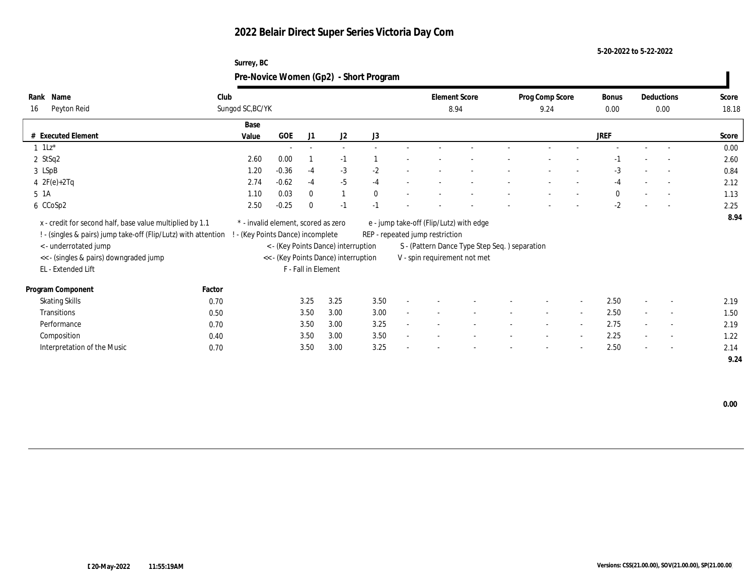# 2022 Belair Direct Super Series Victoria Day Com

5-20-2022 to 5-22-2022

**Surrey, BC**

## Pre-Novice Women (Gp2) - Short Program

| Rank | Name | Club | Element Score | Prog Comp Score | Bonus | Deductions | Score |
|---|---|---|---|---|---|---|---|
| 16 | Peyton Reid | Sungod SC,BC/YK | 8.94 | 9.24 | 0.00 | 0.00 | 18.18 |

| # | Executed Element | Base Value | GOE | J1 | J2 | J3 | JREF | Score |
|---|---|---|---|---|---|---|---|---|
| 1 | 1Lz* | - | - | - | - | - | - | 0.00 |
| 2 | StSq2 | 2.60 | 0.00 | 1 | -1 | 1 | -1 | 2.60 |
| 3 | LSpB | 1.20 | -0.36 | -4 | -3 | -2 | -3 | 0.84 |
| 4 | 2F(e)+2Tq | 2.74 | -0.62 | -4 | -5 | -4 | -4 | 2.12 |
| 5 | 1A | 1.10 | 0.03 | 0 | 1 | 0 | 0 | 1.13 |
| 6 | CCoSp2 | 2.50 | -0.25 | 0 | -1 | -1 | -2 | 2.25 |
| | | | | | | | | 8.94 |

x - credit for second half, base value multiplied by 1.1
! - (singles & pairs) jump take-off (Flip/Lutz) with attention
< - underrotated jump
<< - (singles & pairs) downgraded jump
EL - Extended Lift
\* - invalid element, scored as zero
! - (Key Points Dance) incomplete
< - (Key Points Dance) interruption
<< - (Key Points Dance) interruption
F - Fall in Element
e - jump take-off (Flip/Lutz) with edge
REP - repeated jump restriction
S - (Pattern Dance Type Step Seq. ) separation
V - spin requirement not met

| Program Component | Factor | J1 | J2 | J3 | JREF | Score |
|---|---|---|---|---|---|---|
| Skating Skills | 0.70 | 3.25 | 3.25 | 3.50 | 2.50 | 2.19 |
| Transitions | 0.50 | 3.50 | 3.00 | 3.00 | 2.50 | 1.50 |
| Performance | 0.70 | 3.50 | 3.00 | 3.25 | 2.75 | 2.19 |
| Composition | 0.40 | 3.50 | 3.00 | 3.50 | 2.25 | 1.22 |
| Interpretation of the Music | 0.70 | 3.50 | 3.00 | 3.25 | 2.50 | 2.14 |
| | | | | | | 9.24 |

0.00